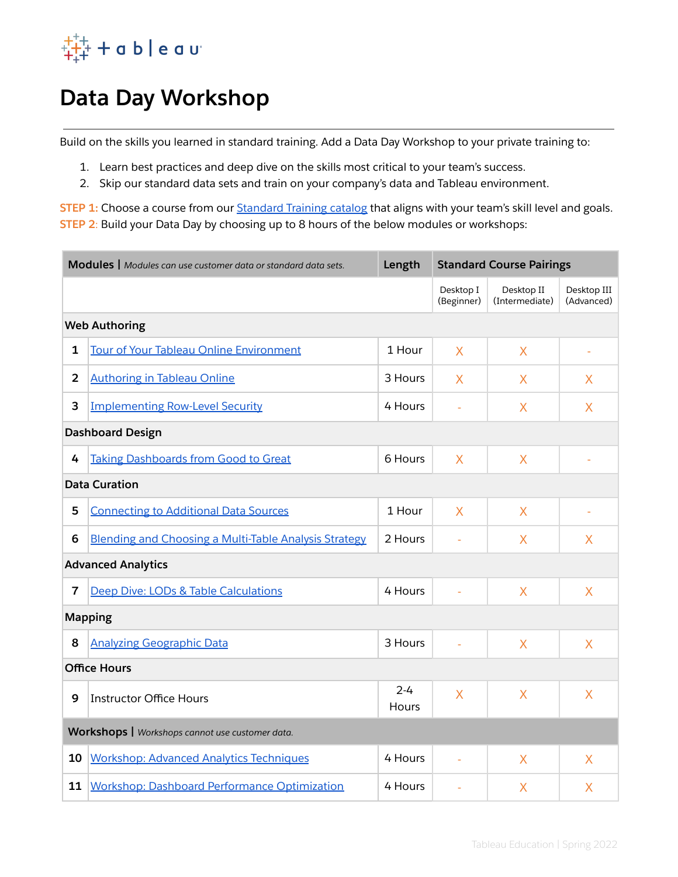# Data Day Workshop

Build on the skills you learned in standard training. Add a Data Day Workshop to your private training to:

1. Learn best practices and deep dive on the skills most critical to your team's success.
2. Skip our standard data sets and train on your company's data and Tableau environment.

**STEP 1:** Choose a course from our [Standard Training catalog](#) that aligns with your team's skill level and goals.
**STEP 2:** Build your Data Day by choosing up to 8 hours of the below modules or workshops:

| | **Modules** \| *Modules can use customer data or standard data sets.* | **Length** | **Standard Course Pairings** | | |
|---|---|---|---|---|---|
| | | | Desktop I (Beginner) | Desktop II (Intermediate) | Desktop III (Advanced) |
| **Web Authoring** | | | | | |
| 1 | [Tour of Your Tableau Online Environment](#) | 1 Hour | X | X | - |
| 2 | [Authoring in Tableau Online](#) | 3 Hours | X | X | X |
| 3 | [Implementing Row-Level Security](#) | 4 Hours | - | X | X |
| **Dashboard Design** | | | | | |
| 4 | [Taking Dashboards from Good to Great](#) | 6 Hours | X | X | - |
| **Data Curation** | | | | | |
| 5 | [Connecting to Additional Data Sources](#) | 1 Hour | X | X | - |
| 6 | [Blending and Choosing a Multi-Table Analysis Strategy](#) | 2 Hours | - | X | X |
| **Advanced Analytics** | | | | | |
| 7 | [Deep Dive: LODs & Table Calculations](#) | 4 Hours | - | X | X |
| **Mapping** | | | | | |
| 8 | [Analyzing Geographic Data](#) | 3 Hours | - | X | X |
| **Office Hours** | | | | | |
| 9 | Instructor Office Hours | 2-4 Hours | X | X | X |
| | **Workshops** \| *Workshops cannot use customer data.* | | | | |
| 10 | [Workshop: Advanced Analytics Techniques](#) | 4 Hours | - | X | X |
| 11 | [Workshop: Dashboard Performance Optimization](#) | 4 Hours | - | X | X |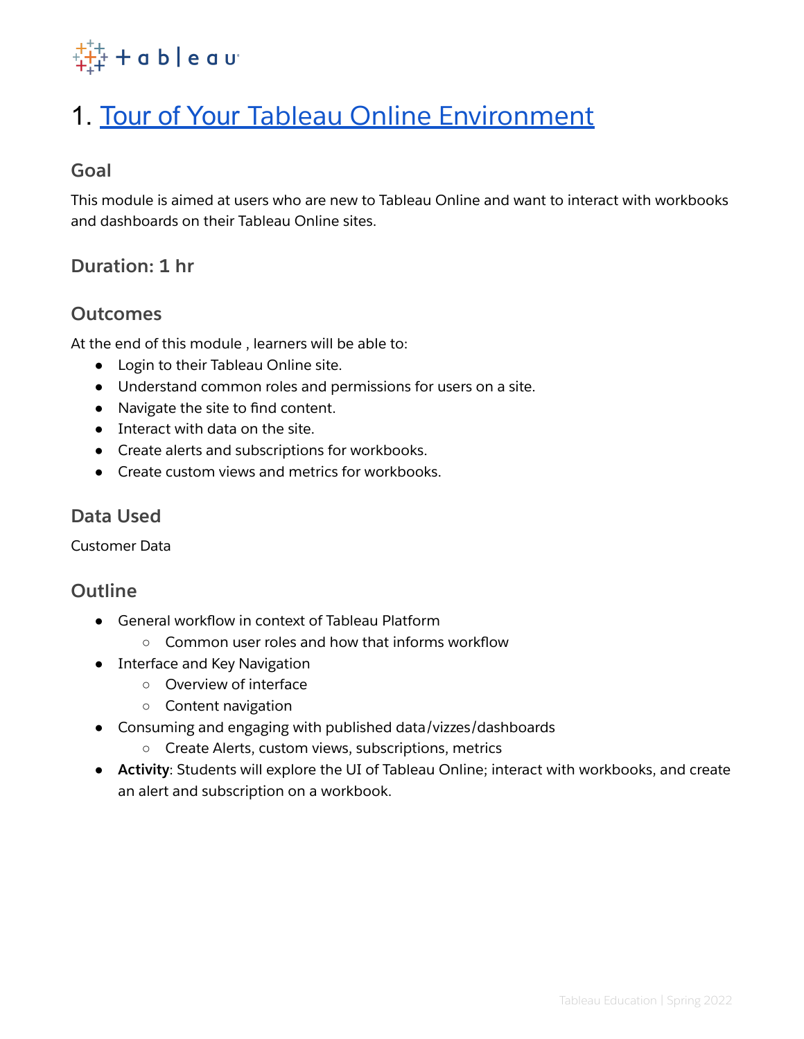# 1. Tour of Your Tableau Online Environment

## Goal

This module is aimed at users who are new to Tableau Online and want to interact with workbooks and dashboards on their Tableau Online sites.

## Duration: 1 hr

## Outcomes

At the end of this module , learners will be able to:

- Login to their Tableau Online site.
- Understand common roles and permissions for users on a site.
- Navigate the site to find content.
- Interact with data on the site.
- Create alerts and subscriptions for workbooks.
- Create custom views and metrics for workbooks.

## Data Used

Customer Data

## Outline

- General workflow in context of Tableau Platform
  - Common user roles and how that informs workflow
- Interface and Key Navigation
  - Overview of interface
  - Content navigation
- Consuming and engaging with published data/vizzes/dashboards
  - Create Alerts, custom views, subscriptions, metrics
- **Activity**: Students will explore the UI of Tableau Online; interact with workbooks, and create an alert and subscription on a workbook.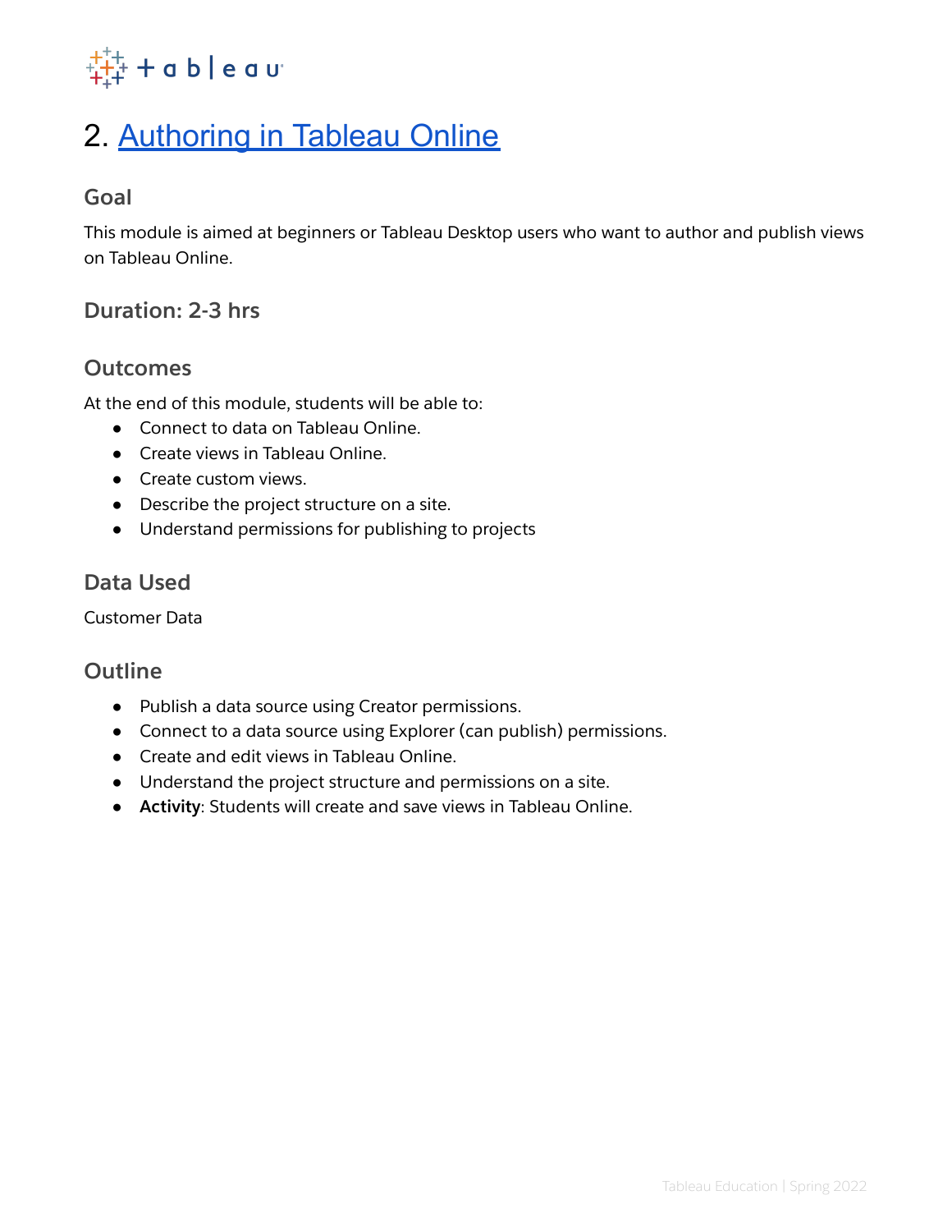# 2. Authoring in Tableau Online

## Goal

This module is aimed at beginners or Tableau Desktop users who want to author and publish views on Tableau Online.

## Duration: 2-3 hrs

## Outcomes

At the end of this module, students will be able to:

- Connect to data on Tableau Online.
- Create views in Tableau Online.
- Create custom views.
- Describe the project structure on a site.
- Understand permissions for publishing to projects

## Data Used

Customer Data

## Outline

- Publish a data source using Creator permissions.
- Connect to a data source using Explorer (can publish) permissions.
- Create and edit views in Tableau Online.
- Understand the project structure and permissions on a site.
- **Activity**: Students will create and save views in Tableau Online.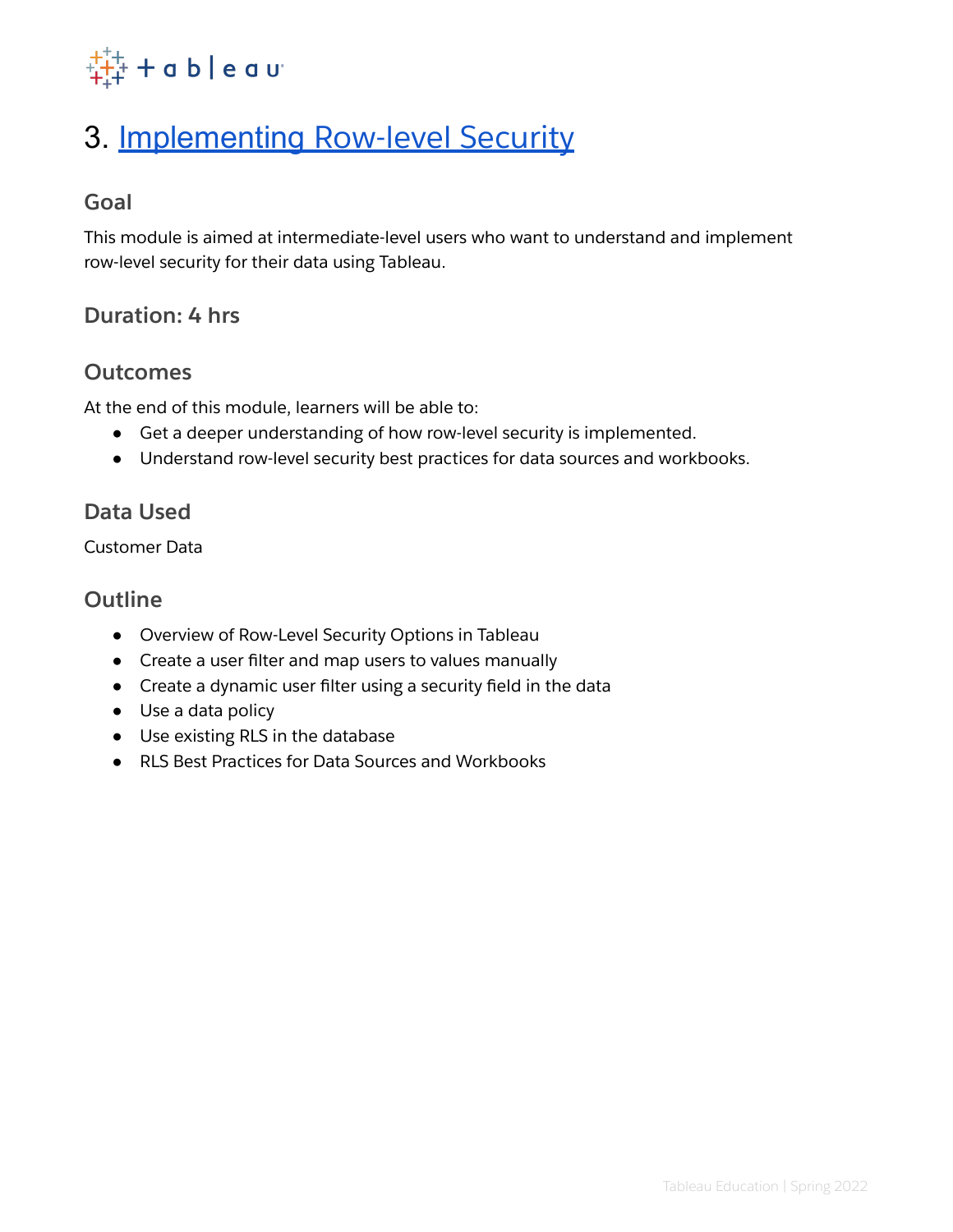# 3. Implementing Row-level Security

## Goal

This module is aimed at intermediate-level users who want to understand and implement row-level security for their data using Tableau.

## Duration: 4 hrs

## Outcomes

At the end of this module, learners will be able to:

- Get a deeper understanding of how row-level security is implemented.
- Understand row-level security best practices for data sources and workbooks.

## Data Used

Customer Data

## Outline

- Overview of Row-Level Security Options in Tableau
- Create a user filter and map users to values manually
- Create a dynamic user filter using a security field in the data
- Use a data policy
- Use existing RLS in the database
- RLS Best Practices for Data Sources and Workbooks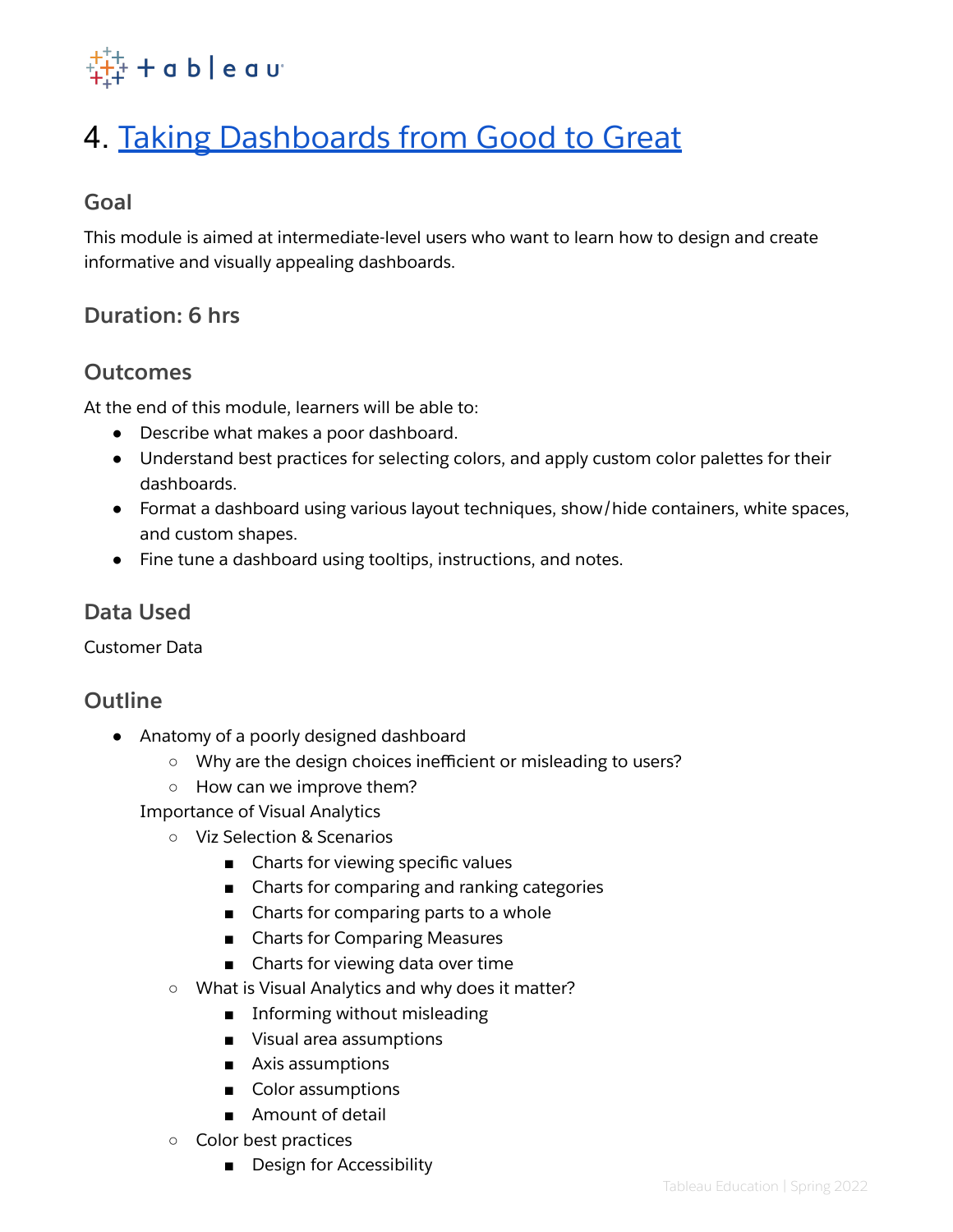# 4. Taking Dashboards from Good to Great

### Goal

This module is aimed at intermediate-level users who want to learn how to design and create informative and visually appealing dashboards.

### Duration: 6 hrs

### Outcomes

At the end of this module, learners will be able to:

- Describe what makes a poor dashboard.
- Understand best practices for selecting colors, and apply custom color palettes for their dashboards.
- Format a dashboard using various layout techniques, show/hide containers, white spaces, and custom shapes.
- Fine tune a dashboard using tooltips, instructions, and notes.

### Data Used

Customer Data

### Outline

- Anatomy of a poorly designed dashboard
  - Why are the design choices inefficient or misleading to users?
  - How can we improve them?

  Importance of Visual Analytics
  - Viz Selection & Scenarios
    - Charts for viewing specific values
    - Charts for comparing and ranking categories
    - Charts for comparing parts to a whole
    - Charts for Comparing Measures
    - Charts for viewing data over time
  - What is Visual Analytics and why does it matter?
    - Informing without misleading
    - Visual area assumptions
    - Axis assumptions
    - Color assumptions
    - Amount of detail
  - Color best practices
    - Design for Accessibility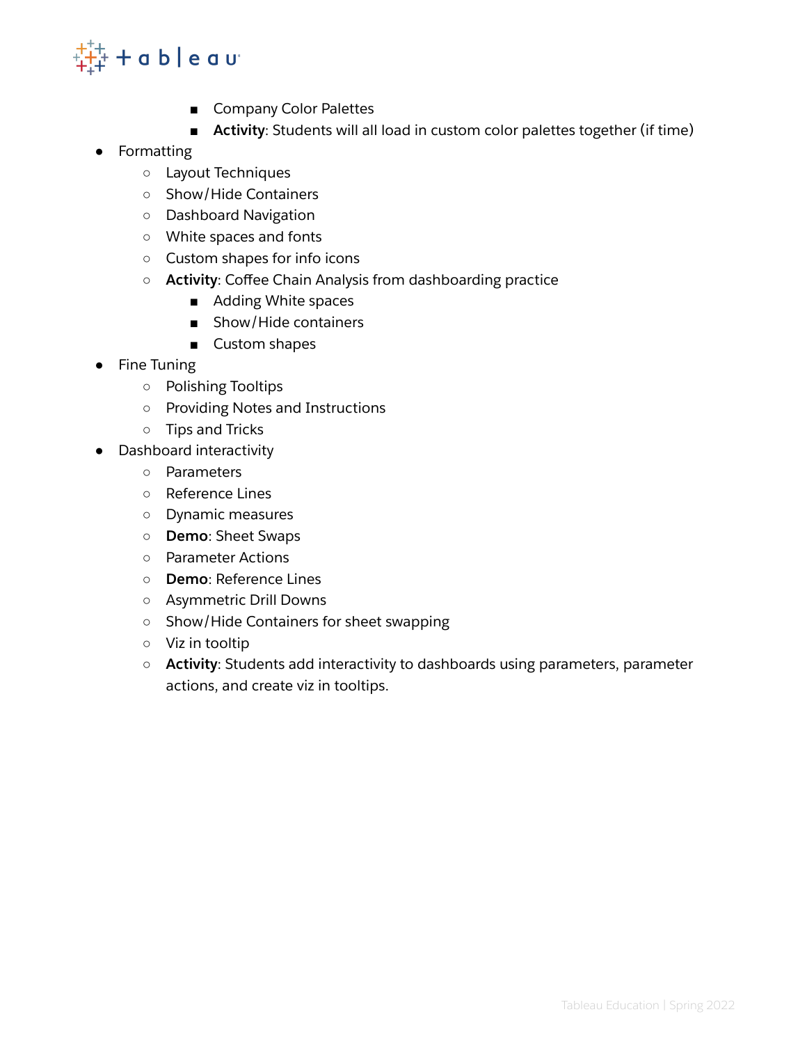- Company Color Palettes
        - **Activity**: Students will all load in custom color palettes together (if time)

- Formatting
    - Layout Techniques
    - Show/Hide Containers
    - Dashboard Navigation
    - White spaces and fonts
    - Custom shapes for info icons
    - **Activity**: Coffee Chain Analysis from dashboarding practice
        - Adding White spaces
        - Show/Hide containers
        - Custom shapes
- Fine Tuning
    - Polishing Tooltips
    - Providing Notes and Instructions
    - Tips and Tricks
- Dashboard interactivity
    - Parameters
    - Reference Lines
    - Dynamic measures
    - **Demo**: Sheet Swaps
    - Parameter Actions
    - **Demo**: Reference Lines
    - Asymmetric Drill Downs
    - Show/Hide Containers for sheet swapping
    - Viz in tooltip
    - **Activity**: Students add interactivity to dashboards using parameters, parameter actions, and create viz in tooltips.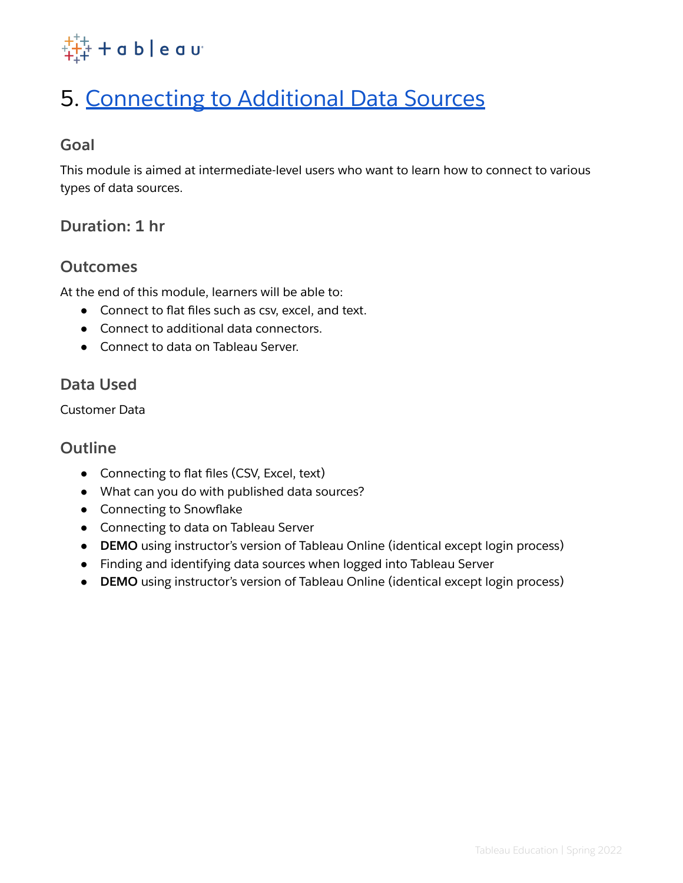# 5. Connecting to Additional Data Sources

## Goal

This module is aimed at intermediate-level users who want to learn how to connect to various types of data sources.

## Duration: 1 hr

## Outcomes

At the end of this module, learners will be able to:

- Connect to flat files such as csv, excel, and text.
- Connect to additional data connectors.
- Connect to data on Tableau Server.

## Data Used

Customer Data

## Outline

- Connecting to flat files (CSV, Excel, text)
- What can you do with published data sources?
- Connecting to Snowflake
- Connecting to data on Tableau Server
- **DEMO** using instructor's version of Tableau Online (identical except login process)
- Finding and identifying data sources when logged into Tableau Server
- **DEMO** using instructor's version of Tableau Online (identical except login process)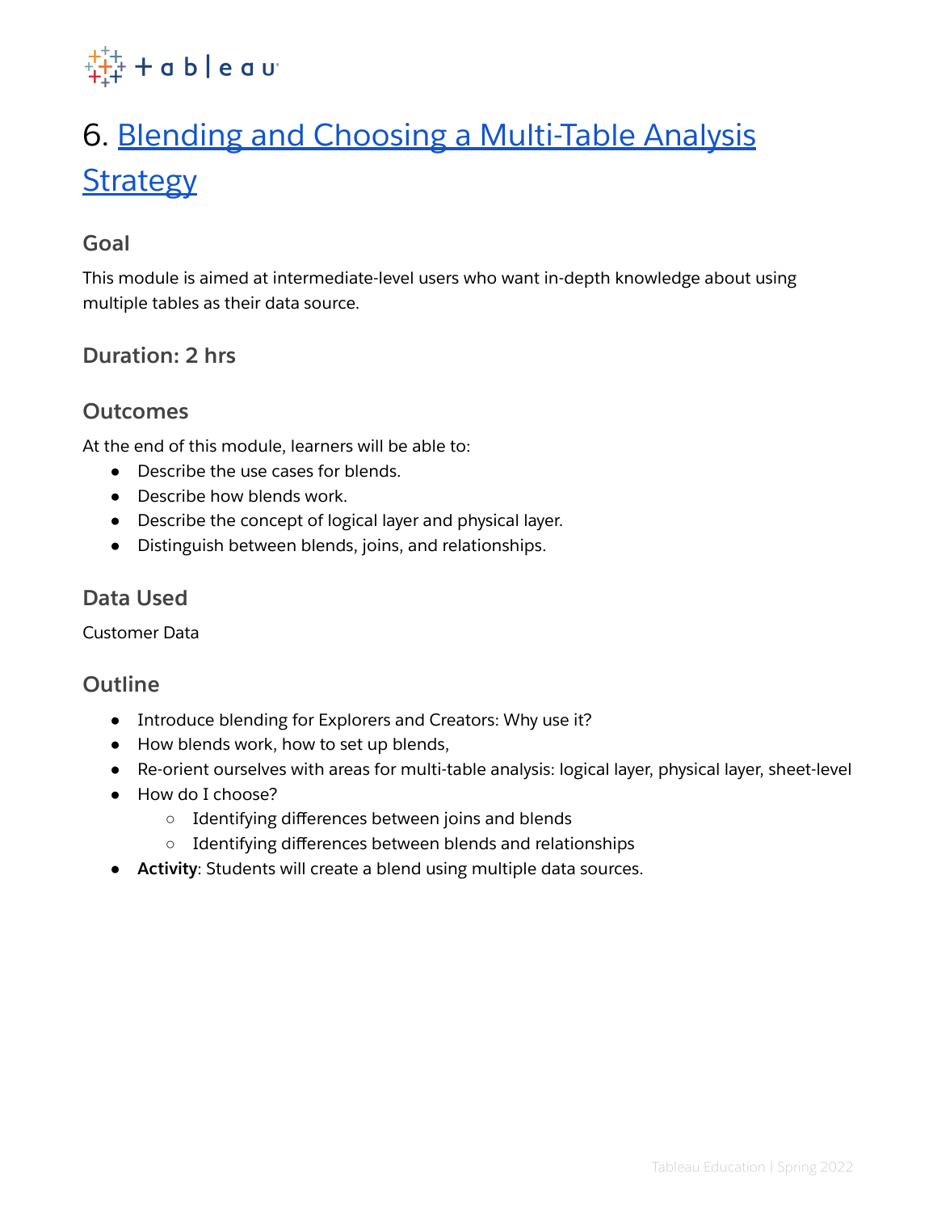# 6. Blending and Choosing a Multi-Table Analysis Strategy

## Goal

This module is aimed at intermediate-level users who want in-depth knowledge about using multiple tables as their data source.

## Duration: 2 hrs

## Outcomes

At the end of this module, learners will be able to:

- Describe the use cases for blends.
- Describe how blends work.
- Describe the concept of logical layer and physical layer.
- Distinguish between blends, joins, and relationships.

## Data Used

Customer Data

## Outline

- Introduce blending for Explorers and Creators: Why use it?
- How blends work, how to set up blends,
- Re-orient ourselves with areas for multi-table analysis: logical layer, physical layer, sheet-level
- How do I choose?
  - Identifying differences between joins and blends
  - Identifying differences between blends and relationships
- **Activity**: Students will create a blend using multiple data sources.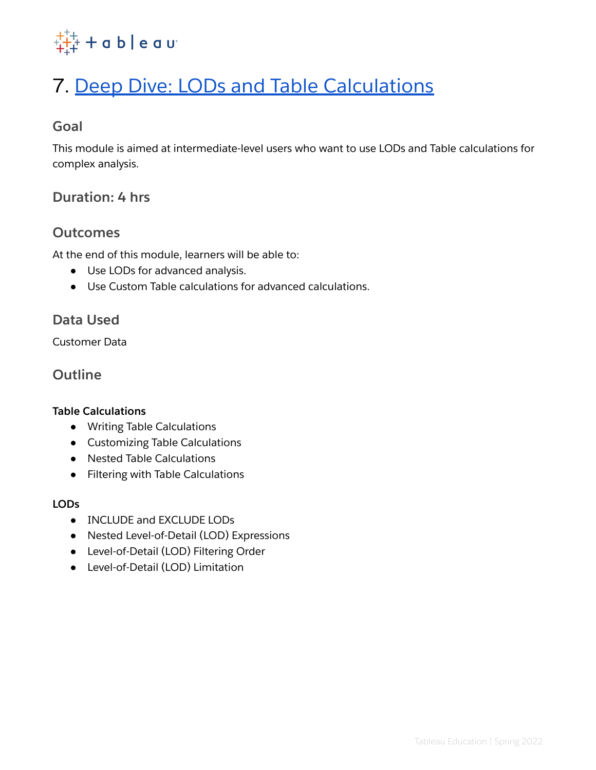# 7. [Deep Dive: LODs and Table Calculations]()

## Goal

This module is aimed at intermediate-level users who want to use LODs and Table calculations for complex analysis.

## Duration: 4 hrs

## Outcomes

At the end of this module, learners will be able to:

- Use LODs for advanced analysis.
- Use Custom Table calculations for advanced calculations.

## Data Used

Customer Data

## Outline

**Table Calculations**

- Writing Table Calculations
- Customizing Table Calculations
- Nested Table Calculations
- Filtering with Table Calculations

**LODs**

- INCLUDE and EXCLUDE LODs
- Nested Level-of-Detail (LOD) Expressions
- Level-of-Detail (LOD) Filtering Order
- Level-of-Detail (LOD) Limitation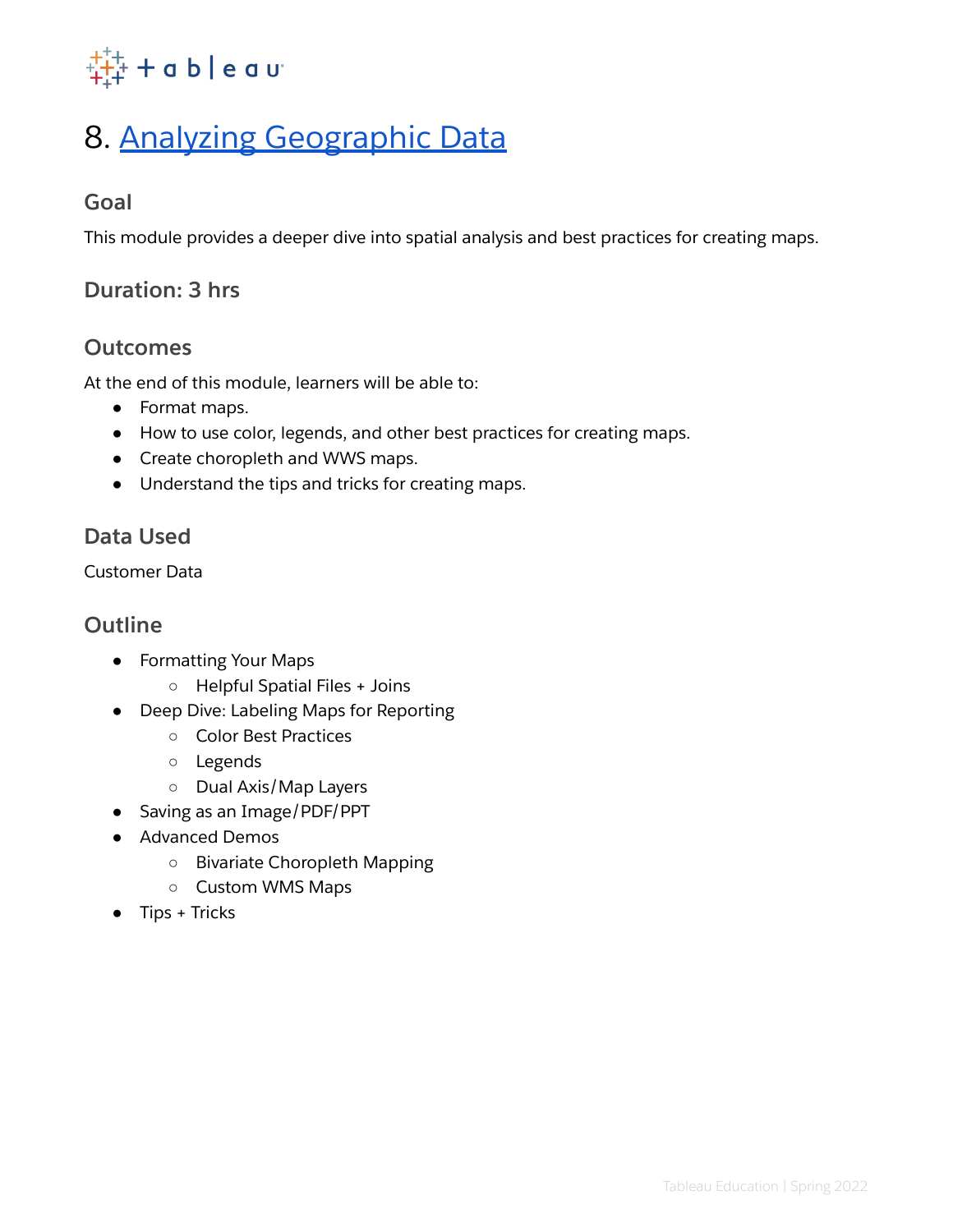# 8. Analyzing Geographic Data

## Goal

This module provides a deeper dive into spatial analysis and best practices for creating maps.

## Duration: 3 hrs

## Outcomes

At the end of this module, learners will be able to:

- Format maps.
- How to use color, legends, and other best practices for creating maps.
- Create choropleth and WWS maps.
- Understand the tips and tricks for creating maps.

## Data Used

Customer Data

## Outline

- Formatting Your Maps
  - Helpful Spatial Files + Joins
- Deep Dive: Labeling Maps for Reporting
  - Color Best Practices
  - Legends
  - Dual Axis/Map Layers
- Saving as an Image/PDF/PPT
- Advanced Demos
  - Bivariate Choropleth Mapping
  - Custom WMS Maps
- Tips + Tricks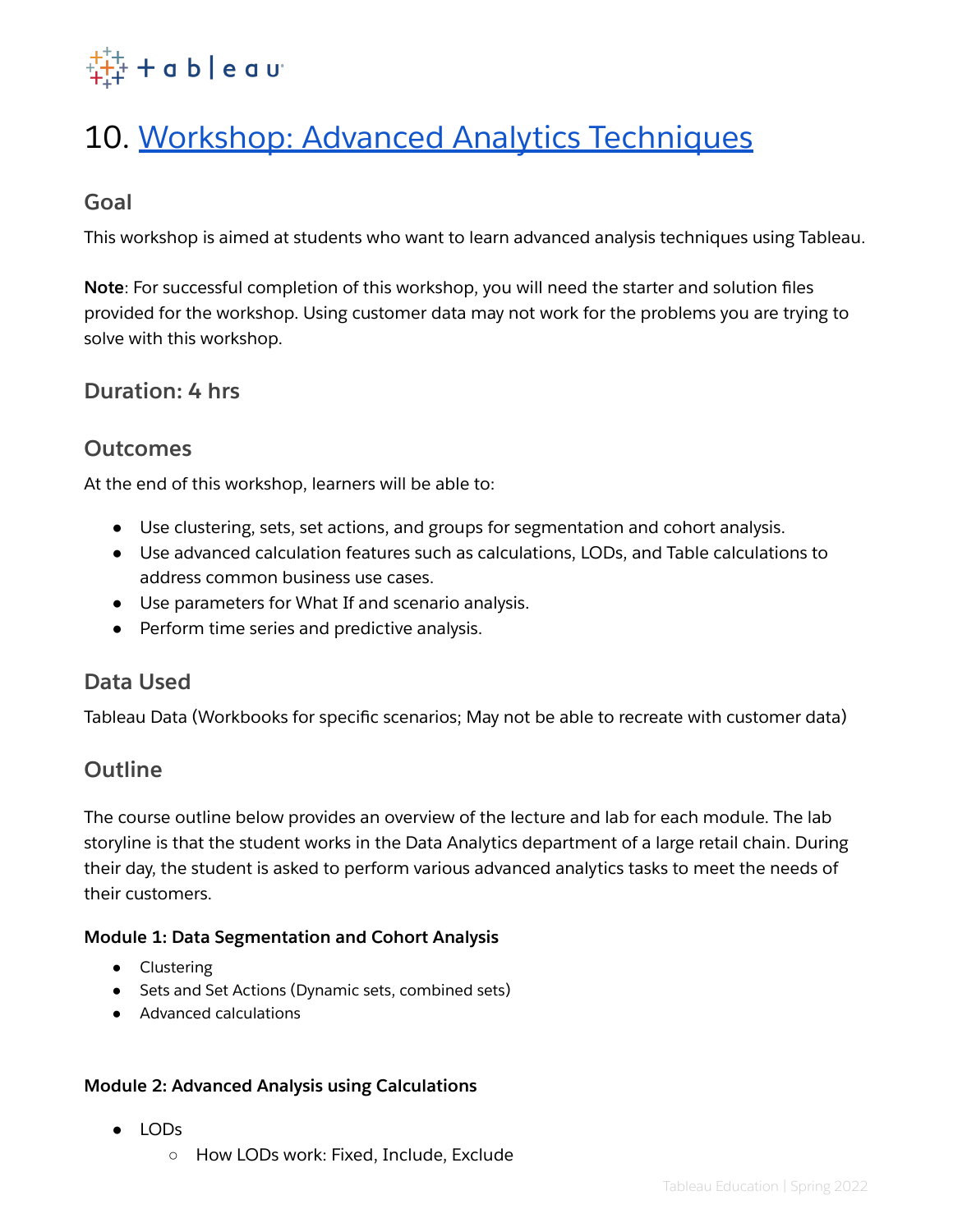# 10. [Workshop: Advanced Analytics Techniques]()

## Goal

This workshop is aimed at students who want to learn advanced analysis techniques using Tableau.

**Note**: For successful completion of this workshop, you will need the starter and solution files provided for the workshop. Using customer data may not work for the problems you are trying to solve with this workshop.

## Duration: 4 hrs

## Outcomes

At the end of this workshop, learners will be able to:

- Use clustering, sets, set actions, and groups for segmentation and cohort analysis.
- Use advanced calculation features such as calculations, LODs, and Table calculations to address common business use cases.
- Use parameters for What If and scenario analysis.
- Perform time series and predictive analysis.

## Data Used

Tableau Data (Workbooks for specific scenarios; May not be able to recreate with customer data)

## Outline

The course outline below provides an overview of the lecture and lab for each module. The lab storyline is that the student works in the Data Analytics department of a large retail chain. During their day, the student is asked to perform various advanced analytics tasks to meet the needs of their customers.

**Module 1: Data Segmentation and Cohort Analysis**

- Clustering
- Sets and Set Actions (Dynamic sets, combined sets)
- Advanced calculations

**Module 2: Advanced Analysis using Calculations**

- LODs
    - How LODs work: Fixed, Include, Exclude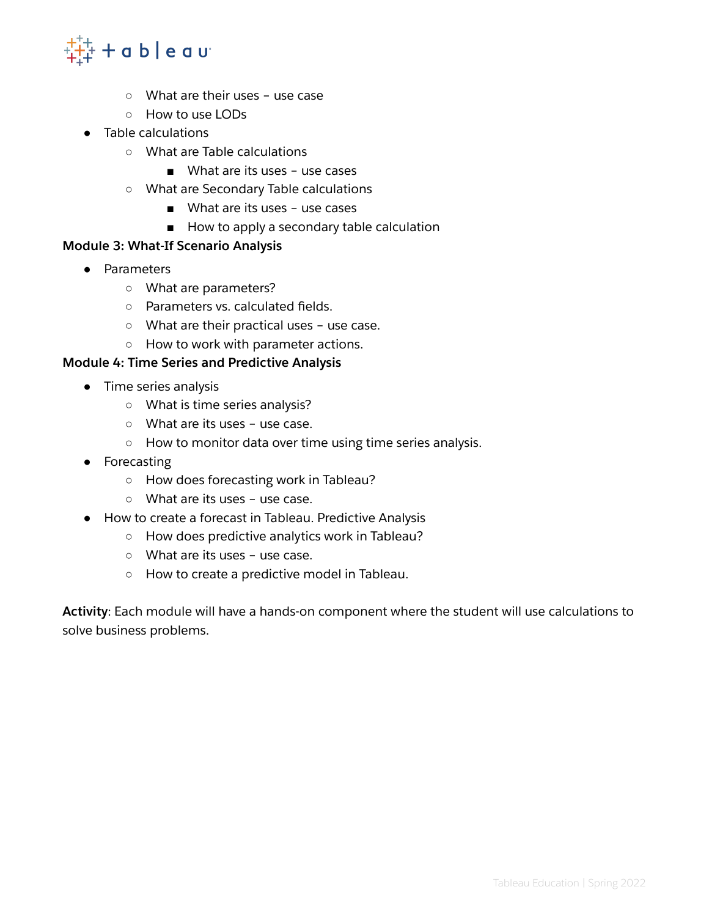- What are their uses – use case
  - How to use LODs
- Table calculations
  - What are Table calculations
    - What are its uses – use cases
  - What are Secondary Table calculations
    - What are its uses – use cases
    - How to apply a secondary table calculation

**Module 3: What-If Scenario Analysis**

- Parameters
  - What are parameters?
  - Parameters vs. calculated fields.
  - What are their practical uses – use case.
  - How to work with parameter actions.

**Module 4: Time Series and Predictive Analysis**

- Time series analysis
  - What is time series analysis?
  - What are its uses – use case.
  - How to monitor data over time using time series analysis.
- Forecasting
  - How does forecasting work in Tableau?
  - What are its uses – use case.
- How to create a forecast in Tableau. Predictive Analysis
  - How does predictive analytics work in Tableau?
  - What are its uses – use case.
  - How to create a predictive model in Tableau.

**Activity**: Each module will have a hands-on component where the student will use calculations to solve business problems.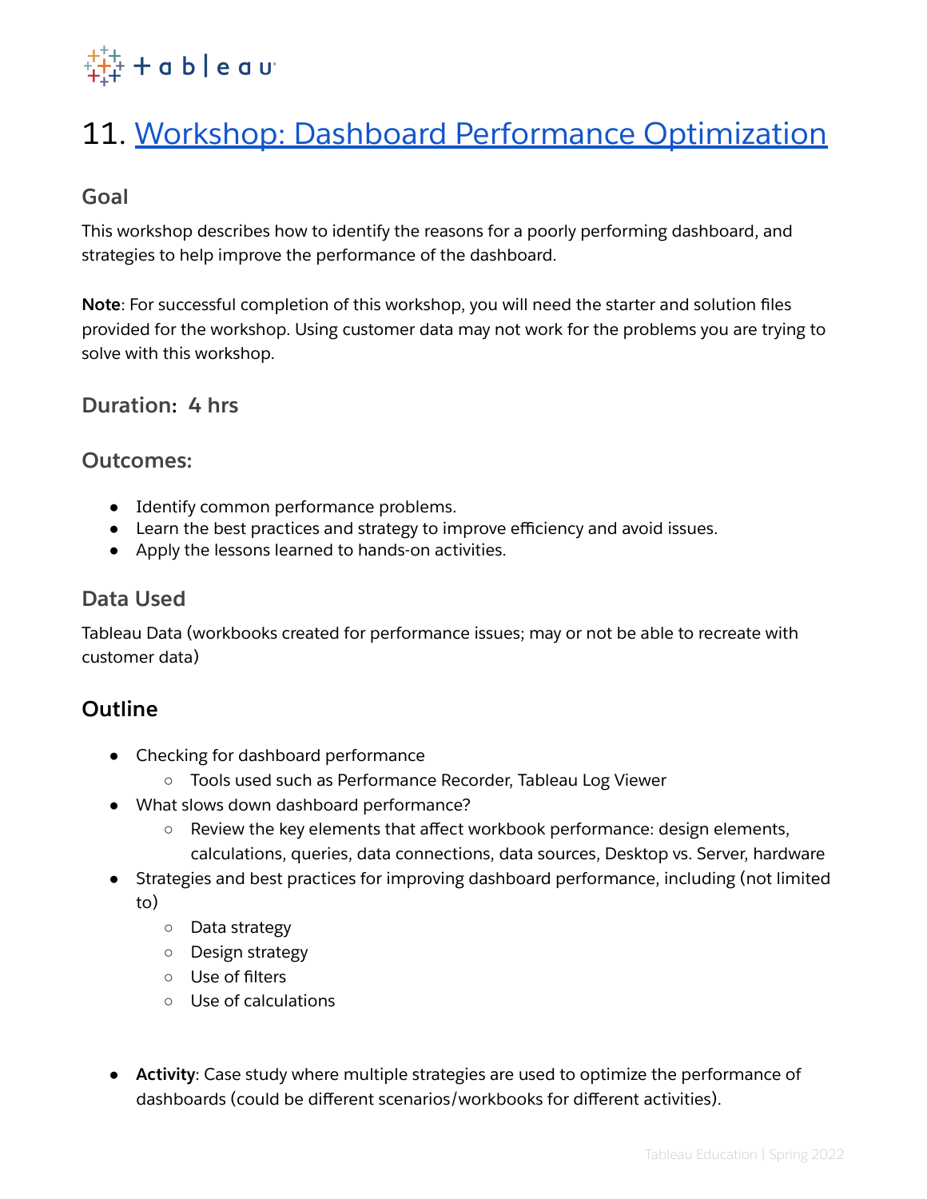# 11. Workshop: Dashboard Performance Optimization

### Goal

This workshop describes how to identify the reasons for a poorly performing dashboard, and strategies to help improve the performance of the dashboard.

**Note**: For successful completion of this workshop, you will need the starter and solution files provided for the workshop. Using customer data may not work for the problems you are trying to solve with this workshop.

### Duration: 4 hrs

### Outcomes:

- Identify common performance problems.
- Learn the best practices and strategy to improve efficiency and avoid issues.
- Apply the lessons learned to hands-on activities.

### Data Used

Tableau Data (workbooks created for performance issues; may or not be able to recreate with customer data)

## Outline

- Checking for dashboard performance
  - Tools used such as Performance Recorder, Tableau Log Viewer
- What slows down dashboard performance?
  - Review the key elements that affect workbook performance: design elements, calculations, queries, data connections, data sources, Desktop vs. Server, hardware
- Strategies and best practices for improving dashboard performance, including (not limited to)
  - Data strategy
  - Design strategy
  - Use of filters
  - Use of calculations

- **Activity**: Case study where multiple strategies are used to optimize the performance of dashboards (could be different scenarios/workbooks for different activities).